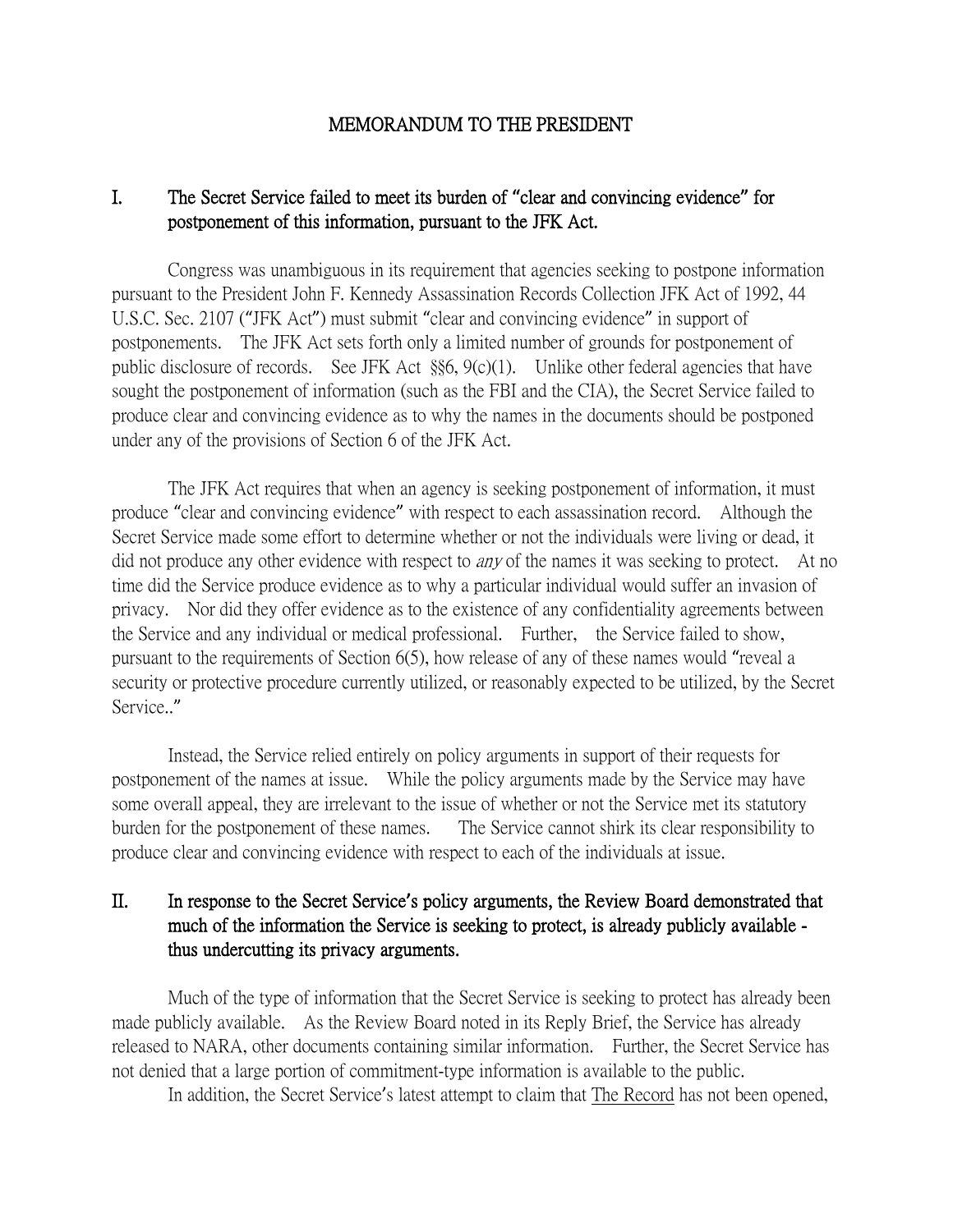# MEMORANDUM TO THE PRESIDENT

## I. The Secret Service failed to meet its burden of "clear and convincing evidence" for postponement of this information, pursuant to the JFK Act.

Congress was unambiguous in its requirement that agencies seeking to postpone information pursuant to the President John F. Kennedy Assassination Records Collection JFK Act of 1992, 44 U.S.C. Sec. 2107 ("JFK Act") must submit "clear and convincing evidence" in support of postponements. The JFK Act sets forth only a limited number of grounds for postponement of public disclosure of records. See JFK Act §§6, 9(c)(1). Unlike other federal agencies that have sought the postponement of information (such as the FBI and the CIA), the Secret Service failed to produce clear and convincing evidence as to why the names in the documents should be postponed under any of the provisions of Section 6 of the JFK Act.

The JFK Act requires that when an agency is seeking postponement of information, it must produce "clear and convincing evidence" with respect to each assassination record. Although the Secret Service made some effort to determine whether or not the individuals were living or dead, it did not produce any other evidence with respect to *any* of the names it was seeking to protect. At no time did the Service produce evidence as to why a particular individual would suffer an invasion of privacy. Nor did they offer evidence as to the existence of any confidentiality agreements between the Service and any individual or medical professional. Further, the Service failed to show, pursuant to the requirements of Section 6(5), how release of any of these names would "reveal a security or protective procedure currently utilized, or reasonably expected to be utilized, by the Secret Service.."

Instead, the Service relied entirely on policy arguments in support of their requests for postponement of the names at issue. While the policy arguments made by the Service may have some overall appeal, they are irrelevant to the issue of whether or not the Service met its statutory burden for the postponement of these names. The Service cannot shirk its clear responsibility to produce clear and convincing evidence with respect to each of the individuals at issue.

## II. In response to the Secret Service's policy arguments, the Review Board demonstrated that much of the information the Service is seeking to protect, is already publicly available - thus undercutting its privacy arguments.

Much of the type of information that the Secret Service is seeking to protect has already been made publicly available. As the Review Board noted in its Reply Brief, the Service has already released to NARA, other documents containing similar information. Further, the Secret Service has not denied that a large portion of commitment-type information is available to the public.

In addition, the Secret Service's latest attempt to claim that <u>The Record</u> has not been opened,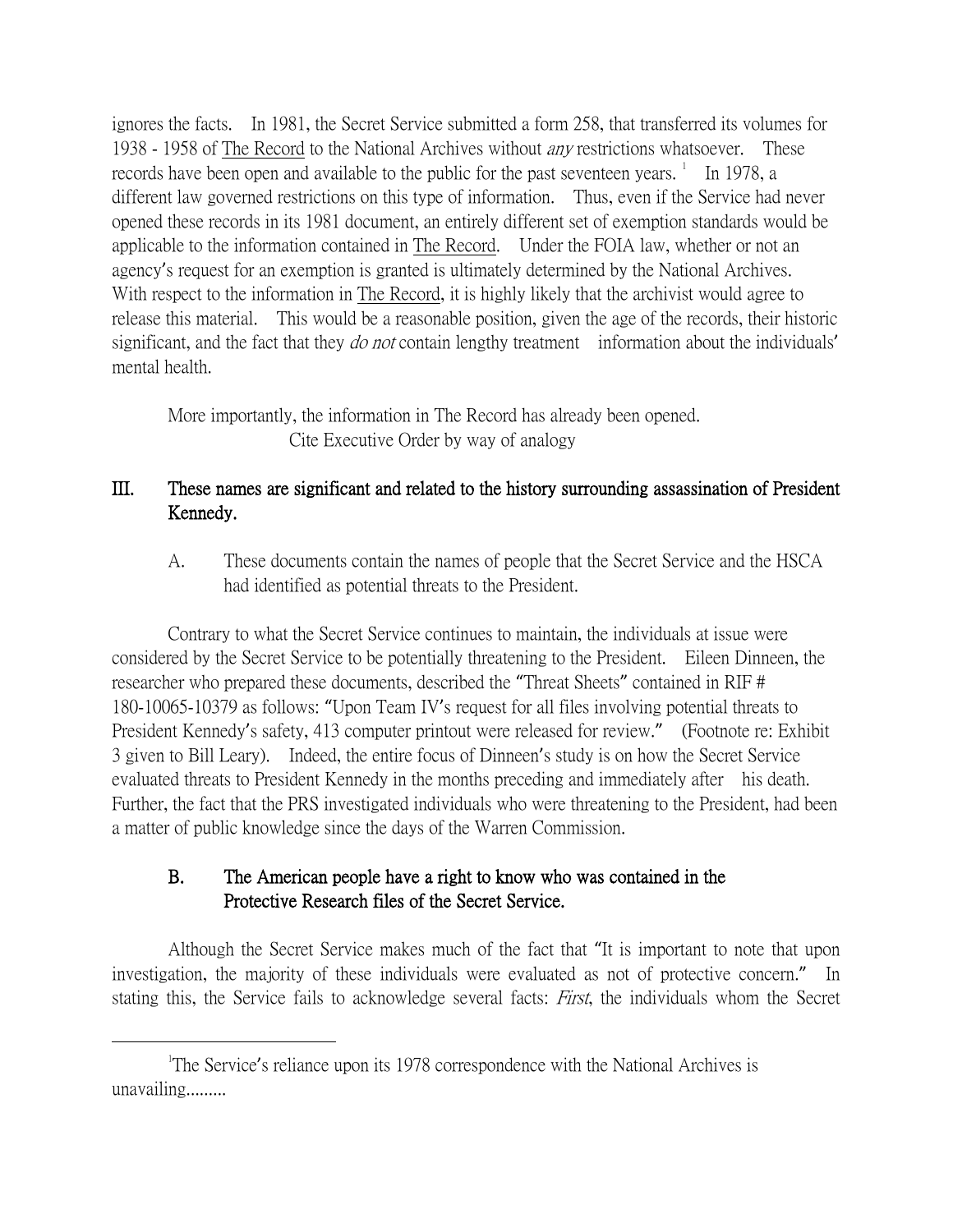ignores the facts. In 1981, the Secret Service submitted a form 258, that transferred its volumes for 1938 - 1958 of The Record to the National Archives without *any* restrictions whatsoever. These records have been open and available to the public for the past seventeen years. [1] In 1978, a different law governed restrictions on this type of information. Thus, even if the Service had never opened these records in its 1981 document, an entirely different set of exemption standards would be applicable to the information contained in The Record. Under the FOIA law, whether or not an agency's request for an exemption is granted is ultimately determined by the National Archives. With respect to the information in The Record, it is highly likely that the archivist would agree to release this material. This would be a reasonable position, given the age of the records, their historic significant, and the fact that they *do not* contain lengthy treatment information about the individuals' mental health.

More importantly, the information in The Record has already been opened.
Cite Executive Order by way of analogy

## III. These names are significant and related to the history surrounding assassination of President Kennedy.

A. These documents contain the names of people that the Secret Service and the HSCA had identified as potential threats to the President.

Contrary to what the Secret Service continues to maintain, the individuals at issue were considered by the Secret Service to be potentially threatening to the President. Eileen Dinneen, the researcher who prepared these documents, described the "Threat Sheets" contained in RIF # 180-10065-10379 as follows: "Upon Team IV's request for all files involving potential threats to President Kennedy's safety, 413 computer printout were released for review." (Footnote re: Exhibit 3 given to Bill Leary). Indeed, the entire focus of Dinneen's study is on how the Secret Service evaluated threats to President Kennedy in the months preceding and immediately after his death. Further, the fact that the PRS investigated individuals who were threatening to the President, had been a matter of public knowledge since the days of the Warren Commission.

### B. The American people have a right to know who was contained in the Protective Research files of the Secret Service.

Although the Secret Service makes much of the fact that "It is important to note that upon investigation, the majority of these individuals were evaluated as not of protective concern." In stating this, the Service fails to acknowledge several facts: *First*, the individuals whom the Secret

---

[1] The Service's reliance upon its 1978 correspondence with the National Archives is unavailing.........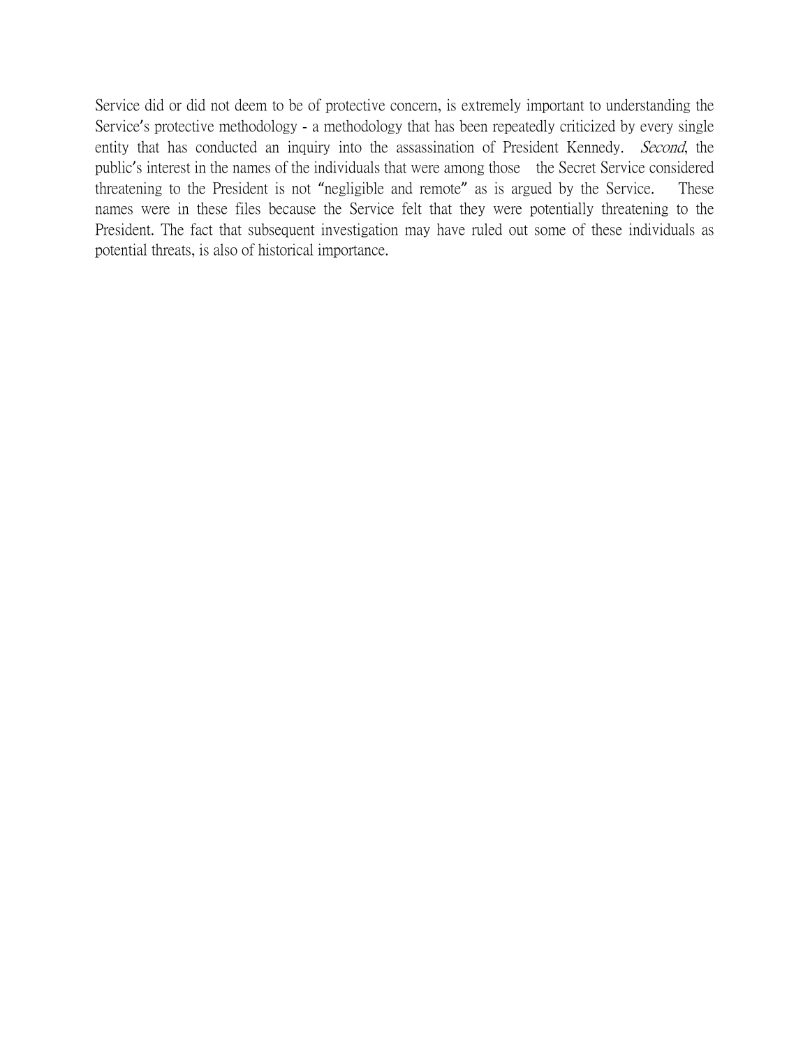Service did or did not deem to be of protective concern, is extremely important to understanding the Service's protective methodology - a methodology that has been repeatedly criticized by every single entity that has conducted an inquiry into the assassination of President Kennedy. *Second*, the public's interest in the names of the individuals that were among those the Secret Service considered threatening to the President is not "negligible and remote" as is argued by the Service. These names were in these files because the Service felt that they were potentially threatening to the President. The fact that subsequent investigation may have ruled out some of these individuals as potential threats, is also of historical importance.